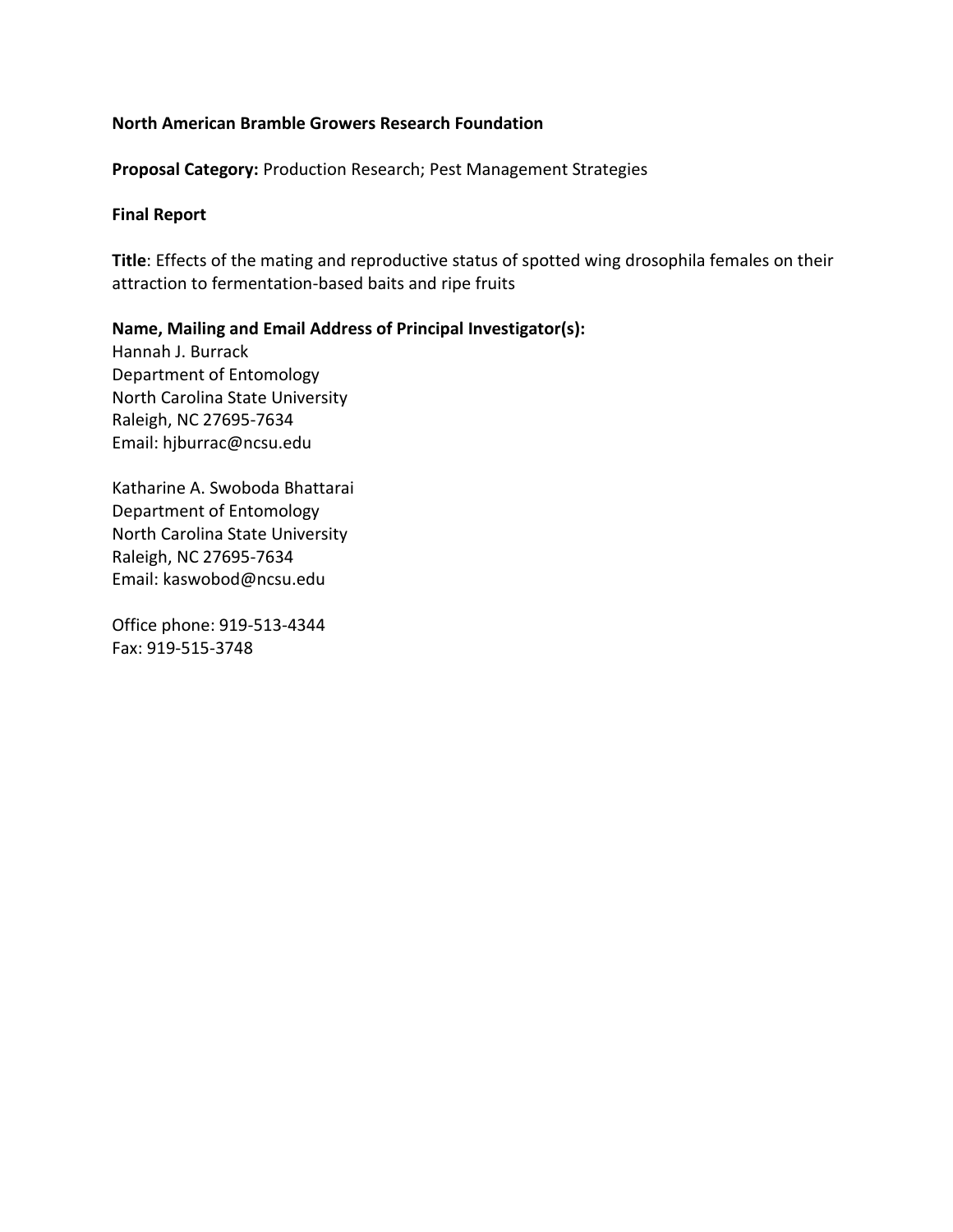**North American Bramble Growers Research Foundation**

**Proposal Category:** Production Research; Pest Management Strategies

**Final Report**

**Title**: Effects of the mating and reproductive status of spotted wing drosophila females on their attraction to fermentation-based baits and ripe fruits

**Name, Mailing and Email Address of Principal Investigator(s):**

Hannah J. Burrack
Department of Entomology
North Carolina State University
Raleigh, NC 27695-7634
Email: hjburrac@ncsu.edu

Katharine A. Swoboda Bhattarai
Department of Entomology
North Carolina State University
Raleigh, NC 27695-7634
Email: kaswobod@ncsu.edu

Office phone: 919-513-4344
Fax: 919-515-3748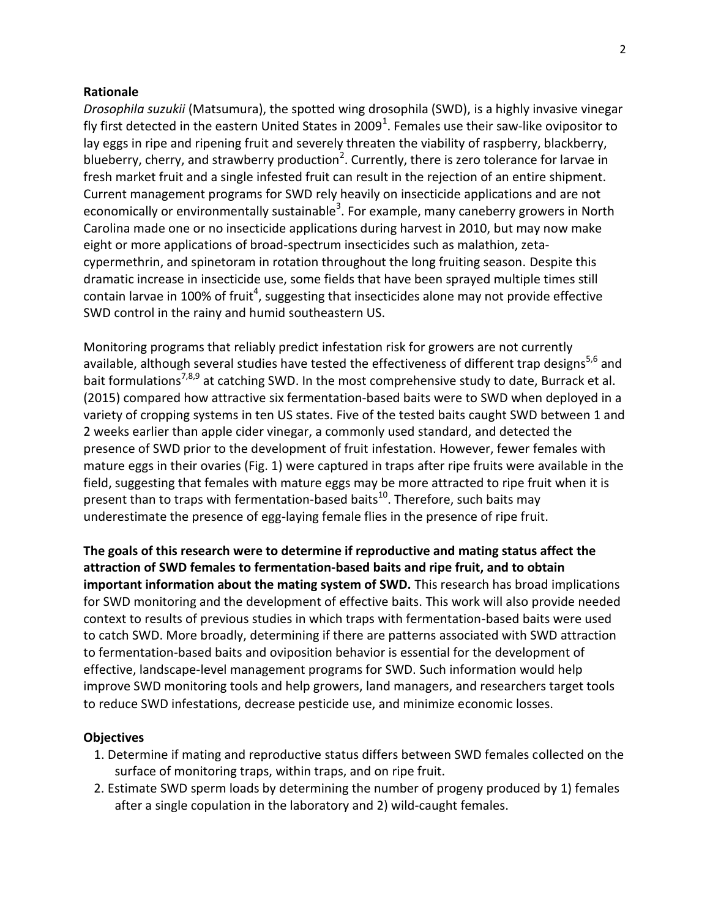### Rationale

*Drosophila suzukii* (Matsumura), the spotted wing drosophila (SWD), is a highly invasive vinegar fly first detected in the eastern United States in 2009[1]. Females use their saw-like ovipositor to lay eggs in ripe and ripening fruit and severely threaten the viability of raspberry, blackberry, blueberry, cherry, and strawberry production[2]. Currently, there is zero tolerance for larvae in fresh market fruit and a single infested fruit can result in the rejection of an entire shipment. Current management programs for SWD rely heavily on insecticide applications and are not economically or environmentally sustainable[3]. For example, many caneberry growers in North Carolina made one or no insecticide applications during harvest in 2010, but may now make eight or more applications of broad-spectrum insecticides such as malathion, zeta-cypermethrin, and spinetoram in rotation throughout the long fruiting season. Despite this dramatic increase in insecticide use, some fields that have been sprayed multiple times still contain larvae in 100% of fruit[4], suggesting that insecticides alone may not provide effective SWD control in the rainy and humid southeastern US.

Monitoring programs that reliably predict infestation risk for growers are not currently available, although several studies have tested the effectiveness of different trap designs[5,6] and bait formulations[7,8,9] at catching SWD. In the most comprehensive study to date, Burrack et al. (2015) compared how attractive six fermentation-based baits were to SWD when deployed in a variety of cropping systems in ten US states. Five of the tested baits caught SWD between 1 and 2 weeks earlier than apple cider vinegar, a commonly used standard, and detected the presence of SWD prior to the development of fruit infestation. However, fewer females with mature eggs in their ovaries (Fig. 1) were captured in traps after ripe fruits were available in the field, suggesting that females with mature eggs may be more attracted to ripe fruit when it is present than to traps with fermentation-based baits[10]. Therefore, such baits may underestimate the presence of egg-laying female flies in the presence of ripe fruit.

**The goals of this research were to determine if reproductive and mating status affect the attraction of SWD females to fermentation-based baits and ripe fruit, and to obtain important information about the mating system of SWD.** This research has broad implications for SWD monitoring and the development of effective baits. This work will also provide needed context to results of previous studies in which traps with fermentation-based baits were used to catch SWD. More broadly, determining if there are patterns associated with SWD attraction to fermentation-based baits and oviposition behavior is essential for the development of effective, landscape-level management programs for SWD. Such information would help improve SWD monitoring tools and help growers, land managers, and researchers target tools to reduce SWD infestations, decrease pesticide use, and minimize economic losses.

### Objectives

1. Determine if mating and reproductive status differs between SWD females collected on the surface of monitoring traps, within traps, and on ripe fruit.
2. Estimate SWD sperm loads by determining the number of progeny produced by 1) females after a single copulation in the laboratory and 2) wild-caught females.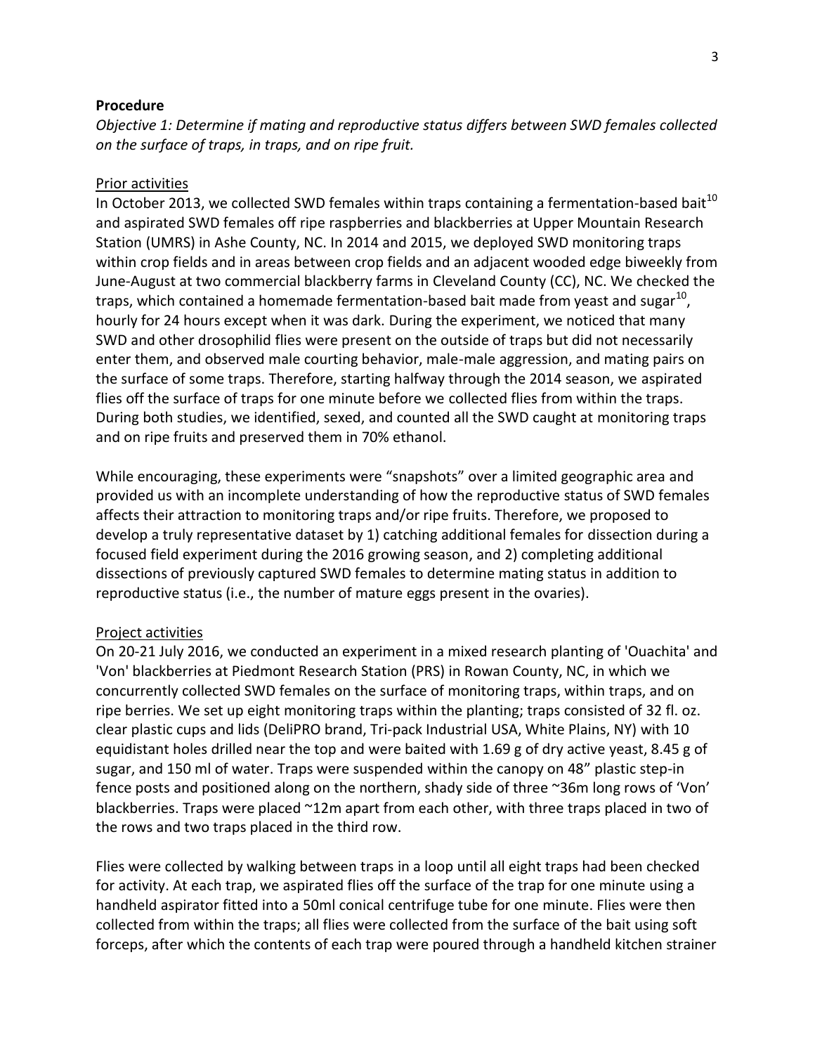**Procedure**

*Objective 1: Determine if mating and reproductive status differs between SWD females collected on the surface of traps, in traps, and on ripe fruit.*

Prior activities

In October 2013, we collected SWD females within traps containing a fermentation-based bait[10] and aspirated SWD females off ripe raspberries and blackberries at Upper Mountain Research Station (UMRS) in Ashe County, NC. In 2014 and 2015, we deployed SWD monitoring traps within crop fields and in areas between crop fields and an adjacent wooded edge biweekly from June-August at two commercial blackberry farms in Cleveland County (CC), NC. We checked the traps, which contained a homemade fermentation-based bait made from yeast and sugar[10], hourly for 24 hours except when it was dark. During the experiment, we noticed that many SWD and other drosophilid flies were present on the outside of traps but did not necessarily enter them, and observed male courting behavior, male-male aggression, and mating pairs on the surface of some traps. Therefore, starting halfway through the 2014 season, we aspirated flies off the surface of traps for one minute before we collected flies from within the traps. During both studies, we identified, sexed, and counted all the SWD caught at monitoring traps and on ripe fruits and preserved them in 70% ethanol.

While encouraging, these experiments were "snapshots" over a limited geographic area and provided us with an incomplete understanding of how the reproductive status of SWD females affects their attraction to monitoring traps and/or ripe fruits. Therefore, we proposed to develop a truly representative dataset by 1) catching additional females for dissection during a focused field experiment during the 2016 growing season, and 2) completing additional dissections of previously captured SWD females to determine mating status in addition to reproductive status (i.e., the number of mature eggs present in the ovaries).

Project activities

On 20-21 July 2016, we conducted an experiment in a mixed research planting of 'Ouachita' and 'Von' blackberries at Piedmont Research Station (PRS) in Rowan County, NC, in which we concurrently collected SWD females on the surface of monitoring traps, within traps, and on ripe berries. We set up eight monitoring traps within the planting; traps consisted of 32 fl. oz. clear plastic cups and lids (DeliPRO brand, Tri-pack Industrial USA, White Plains, NY) with 10 equidistant holes drilled near the top and were baited with 1.69 g of dry active yeast, 8.45 g of sugar, and 150 ml of water. Traps were suspended within the canopy on 48" plastic step-in fence posts and positioned along on the northern, shady side of three ~36m long rows of 'Von' blackberries. Traps were placed ~12m apart from each other, with three traps placed in two of the rows and two traps placed in the third row.

Flies were collected by walking between traps in a loop until all eight traps had been checked for activity. At each trap, we aspirated flies off the surface of the trap for one minute using a handheld aspirator fitted into a 50ml conical centrifuge tube for one minute. Flies were then collected from within the traps; all flies were collected from the surface of the bait using soft forceps, after which the contents of each trap were poured through a handheld kitchen strainer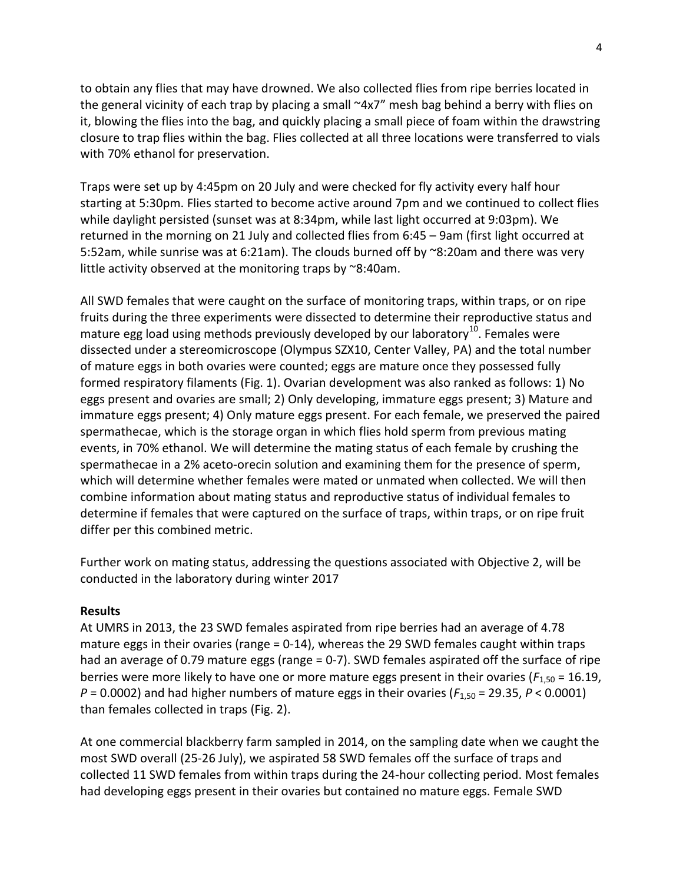to obtain any flies that may have drowned. We also collected flies from ripe berries located in the general vicinity of each trap by placing a small ~4x7" mesh bag behind a berry with flies on it, blowing the flies into the bag, and quickly placing a small piece of foam within the drawstring closure to trap flies within the bag. Flies collected at all three locations were transferred to vials with 70% ethanol for preservation.

Traps were set up by 4:45pm on 20 July and were checked for fly activity every half hour starting at 5:30pm. Flies started to become active around 7pm and we continued to collect flies while daylight persisted (sunset was at 8:34pm, while last light occurred at 9:03pm). We returned in the morning on 21 July and collected flies from 6:45 – 9am (first light occurred at 5:52am, while sunrise was at 6:21am). The clouds burned off by ~8:20am and there was very little activity observed at the monitoring traps by ~8:40am.

All SWD females that were caught on the surface of monitoring traps, within traps, or on ripe fruits during the three experiments were dissected to determine their reproductive status and mature egg load using methods previously developed by our laboratory[10]. Females were dissected under a stereomicroscope (Olympus SZX10, Center Valley, PA) and the total number of mature eggs in both ovaries were counted; eggs are mature once they possessed fully formed respiratory filaments (Fig. 1). Ovarian development was also ranked as follows: 1) No eggs present and ovaries are small; 2) Only developing, immature eggs present; 3) Mature and immature eggs present; 4) Only mature eggs present. For each female, we preserved the paired spermathecae, which is the storage organ in which flies hold sperm from previous mating events, in 70% ethanol. We will determine the mating status of each female by crushing the spermathecae in a 2% aceto-orecin solution and examining them for the presence of sperm, which will determine whether females were mated or unmated when collected. We will then combine information about mating status and reproductive status of individual females to determine if females that were captured on the surface of traps, within traps, or on ripe fruit differ per this combined metric.

Further work on mating status, addressing the questions associated with Objective 2, will be conducted in the laboratory during winter 2017

**Results**

At UMRS in 2013, the 23 SWD females aspirated from ripe berries had an average of 4.78 mature eggs in their ovaries (range = 0-14), whereas the 29 SWD females caught within traps had an average of 0.79 mature eggs (range = 0-7). SWD females aspirated off the surface of ripe berries were more likely to have one or more mature eggs present in their ovaries ($F_{1,50} = 16.19$, $P = 0.0002$) and had higher numbers of mature eggs in their ovaries ($F_{1,50} = 29.35$, $P < 0.0001$) than females collected in traps (Fig. 2).

At one commercial blackberry farm sampled in 2014, on the sampling date when we caught the most SWD overall (25-26 July), we aspirated 58 SWD females off the surface of traps and collected 11 SWD females from within traps during the 24-hour collecting period. Most females had developing eggs present in their ovaries but contained no mature eggs. Female SWD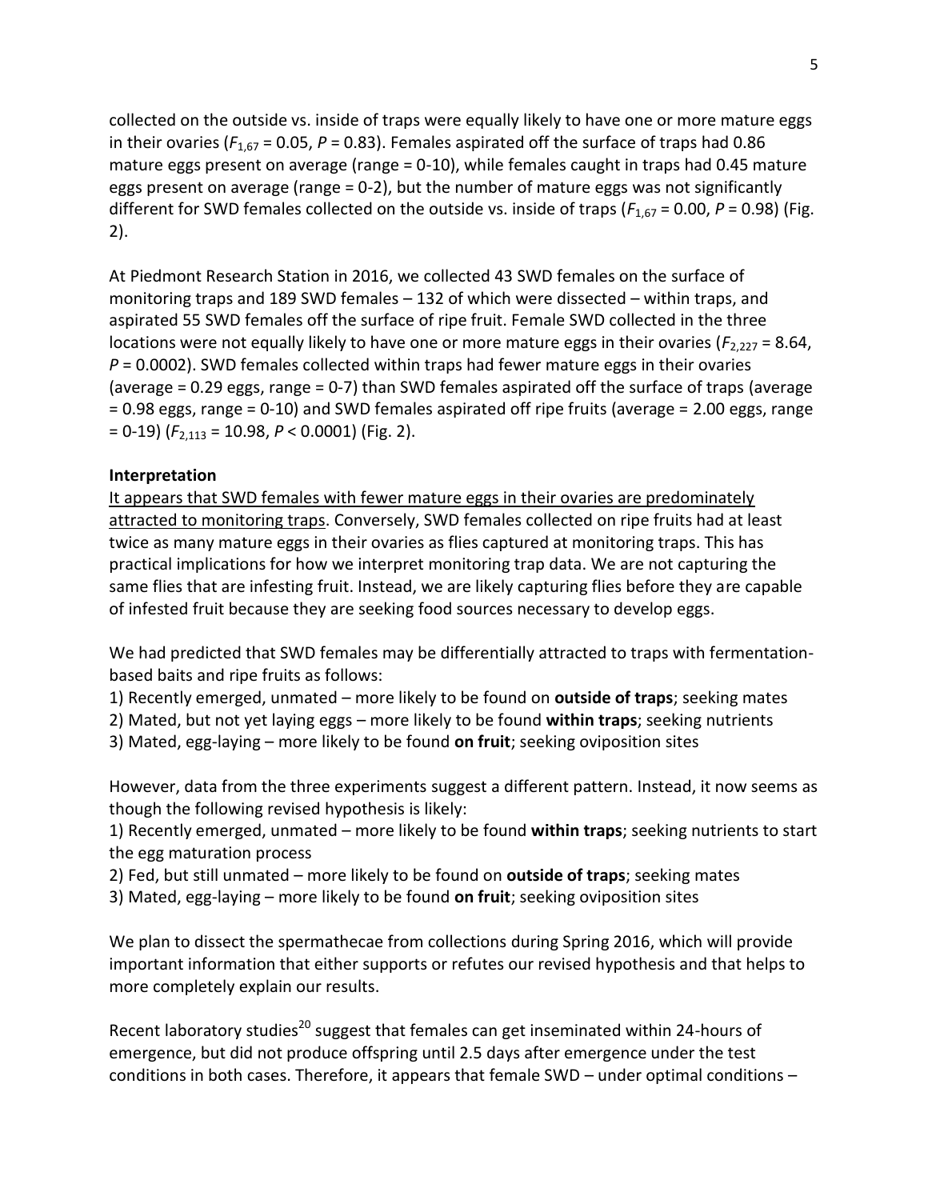collected on the outside vs. inside of traps were equally likely to have one or more mature eggs in their ovaries ($F_{1,67}$ = 0.05, $P$ = 0.83). Females aspirated off the surface of traps had 0.86 mature eggs present on average (range = 0-10), while females caught in traps had 0.45 mature eggs present on average (range = 0-2), but the number of mature eggs was not significantly different for SWD females collected on the outside vs. inside of traps ($F_{1,67}$ = 0.00, $P$ = 0.98) (Fig. 2).

At Piedmont Research Station in 2016, we collected 43 SWD females on the surface of monitoring traps and 189 SWD females – 132 of which were dissected – within traps, and aspirated 55 SWD females off the surface of ripe fruit. Female SWD collected in the three locations were not equally likely to have one or more mature eggs in their ovaries ($F_{2,227}$ = 8.64, $P$ = 0.0002). SWD females collected within traps had fewer mature eggs in their ovaries (average = 0.29 eggs, range = 0-7) than SWD females aspirated off the surface of traps (average = 0.98 eggs, range = 0-10) and SWD females aspirated off ripe fruits (average = 2.00 eggs, range = 0-19) ($F_{2,113}$ = 10.98, $P$ < 0.0001) (Fig. 2).

**Interpretation**

It appears that SWD females with fewer mature eggs in their ovaries are predominately attracted to monitoring traps. Conversely, SWD females collected on ripe fruits had at least twice as many mature eggs in their ovaries as flies captured at monitoring traps. This has practical implications for how we interpret monitoring trap data. We are not capturing the same flies that are infesting fruit. Instead, we are likely capturing flies before they are capable of infested fruit because they are seeking food sources necessary to develop eggs.

We had predicted that SWD females may be differentially attracted to traps with fermentation-based baits and ripe fruits as follows:

1) Recently emerged, unmated – more likely to be found on **outside of traps**; seeking mates
2) Mated, but not yet laying eggs – more likely to be found **within traps**; seeking nutrients
3) Mated, egg-laying – more likely to be found **on fruit**; seeking oviposition sites

However, data from the three experiments suggest a different pattern. Instead, it now seems as though the following revised hypothesis is likely:

1) Recently emerged, unmated – more likely to be found **within traps**; seeking nutrients to start the egg maturation process
2) Fed, but still unmated – more likely to be found on **outside of traps**; seeking mates
3) Mated, egg-laying – more likely to be found **on fruit**; seeking oviposition sites

We plan to dissect the spermathecae from collections during Spring 2016, which will provide important information that either supports or refutes our revised hypothesis and that helps to more completely explain our results.

Recent laboratory studies[20] suggest that females can get inseminated within 24-hours of emergence, but did not produce offspring until 2.5 days after emergence under the test conditions in both cases. Therefore, it appears that female SWD – under optimal conditions –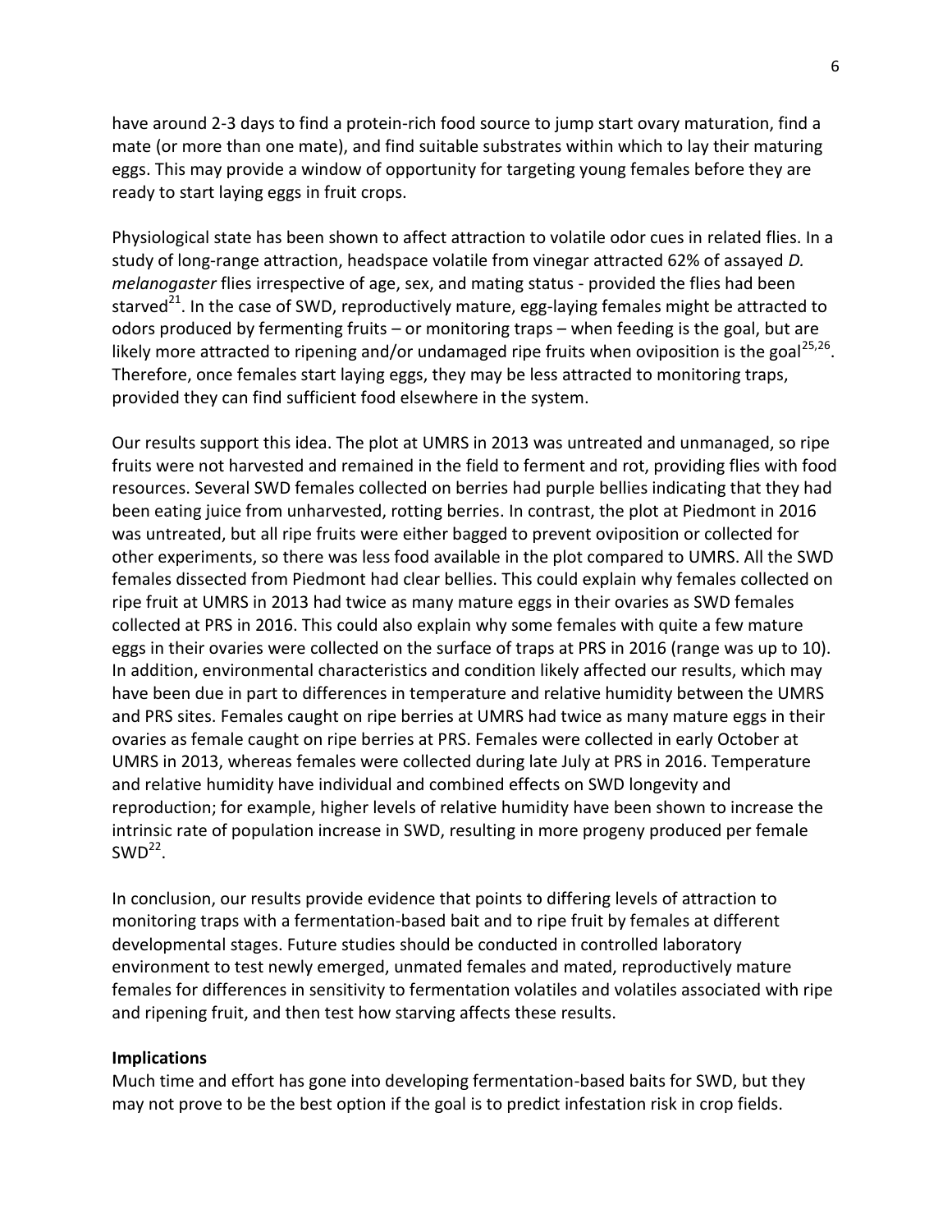have around 2-3 days to find a protein-rich food source to jump start ovary maturation, find a mate (or more than one mate), and find suitable substrates within which to lay their maturing eggs. This may provide a window of opportunity for targeting young females before they are ready to start laying eggs in fruit crops.

Physiological state has been shown to affect attraction to volatile odor cues in related flies. In a study of long-range attraction, headspace volatile from vinegar attracted 62% of assayed *D. melanogaster* flies irrespective of age, sex, and mating status - provided the flies had been starved[21]. In the case of SWD, reproductively mature, egg-laying females might be attracted to odors produced by fermenting fruits – or monitoring traps – when feeding is the goal, but are likely more attracted to ripening and/or undamaged ripe fruits when oviposition is the goal[25,26]. Therefore, once females start laying eggs, they may be less attracted to monitoring traps, provided they can find sufficient food elsewhere in the system.

Our results support this idea. The plot at UMRS in 2013 was untreated and unmanaged, so ripe fruits were not harvested and remained in the field to ferment and rot, providing flies with food resources. Several SWD females collected on berries had purple bellies indicating that they had been eating juice from unharvested, rotting berries. In contrast, the plot at Piedmont in 2016 was untreated, but all ripe fruits were either bagged to prevent oviposition or collected for other experiments, so there was less food available in the plot compared to UMRS. All the SWD females dissected from Piedmont had clear bellies. This could explain why females collected on ripe fruit at UMRS in 2013 had twice as many mature eggs in their ovaries as SWD females collected at PRS in 2016. This could also explain why some females with quite a few mature eggs in their ovaries were collected on the surface of traps at PRS in 2016 (range was up to 10). In addition, environmental characteristics and condition likely affected our results, which may have been due in part to differences in temperature and relative humidity between the UMRS and PRS sites. Females caught on ripe berries at UMRS had twice as many mature eggs in their ovaries as female caught on ripe berries at PRS. Females were collected in early October at UMRS in 2013, whereas females were collected during late July at PRS in 2016. Temperature and relative humidity have individual and combined effects on SWD longevity and reproduction; for example, higher levels of relative humidity have been shown to increase the intrinsic rate of population increase in SWD, resulting in more progeny produced per female SWD[22].

In conclusion, our results provide evidence that points to differing levels of attraction to monitoring traps with a fermentation-based bait and to ripe fruit by females at different developmental stages. Future studies should be conducted in controlled laboratory environment to test newly emerged, unmated females and mated, reproductively mature females for differences in sensitivity to fermentation volatiles and volatiles associated with ripe and ripening fruit, and then test how starving affects these results.

**Implications**

Much time and effort has gone into developing fermentation-based baits for SWD, but they may not prove to be the best option if the goal is to predict infestation risk in crop fields.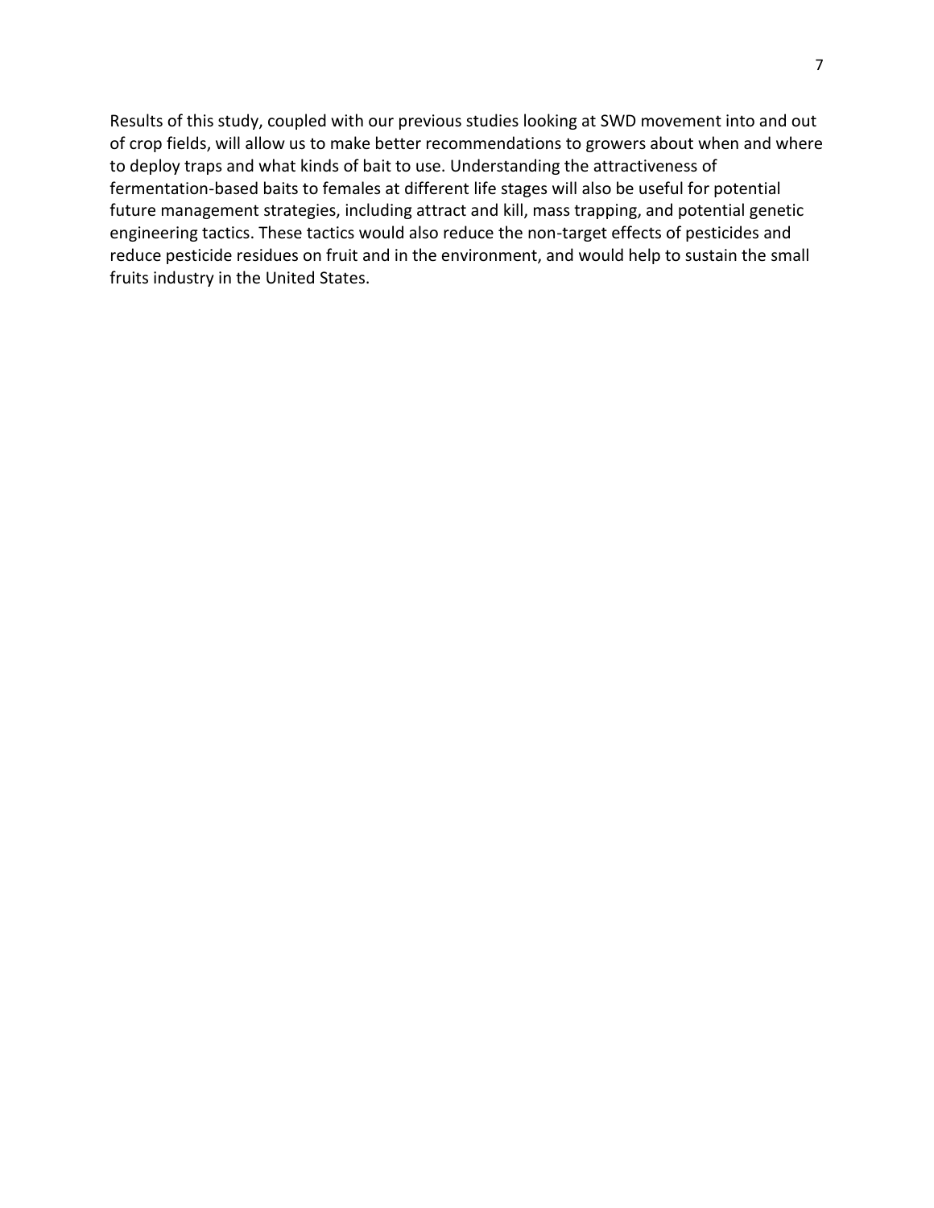Results of this study, coupled with our previous studies looking at SWD movement into and out of crop fields, will allow us to make better recommendations to growers about when and where to deploy traps and what kinds of bait to use. Understanding the attractiveness of fermentation-based baits to females at different life stages will also be useful for potential future management strategies, including attract and kill, mass trapping, and potential genetic engineering tactics. These tactics would also reduce the non-target effects of pesticides and reduce pesticide residues on fruit and in the environment, and would help to sustain the small fruits industry in the United States.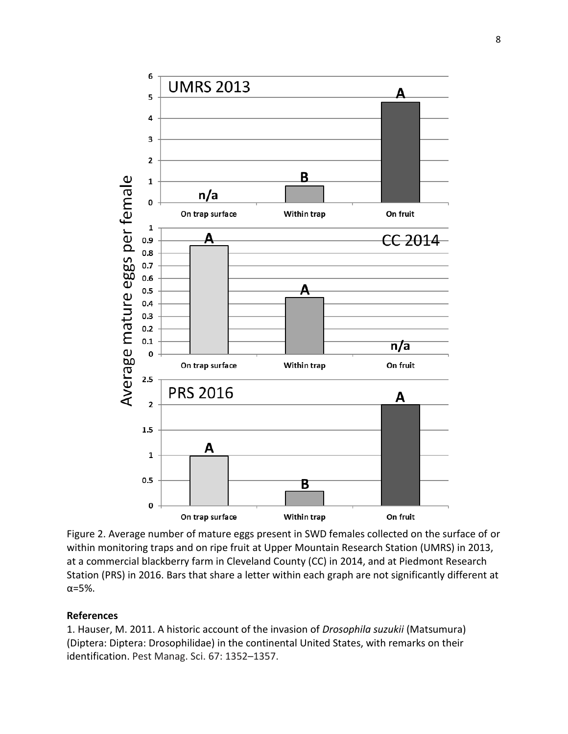Figure 2. Average number of mature eggs present in SWD females collected on the surface of or within monitoring traps and on ripe fruit at Upper Mountain Research Station (UMRS) in 2013, at a commercial blackberry farm in Cleveland County (CC) in 2014, and at Piedmont Research Station (PRS) in 2016. Bars that share a letter within each graph are not significantly different at α=5%.

## References

1. Hauser, M. 2011. A historic account of the invasion of *Drosophila suzukii* (Matsumura) (Diptera: Diptera: Drosophilidae) in the continental United States, with remarks on their identification. Pest Manag. Sci. 67: 1352–1357.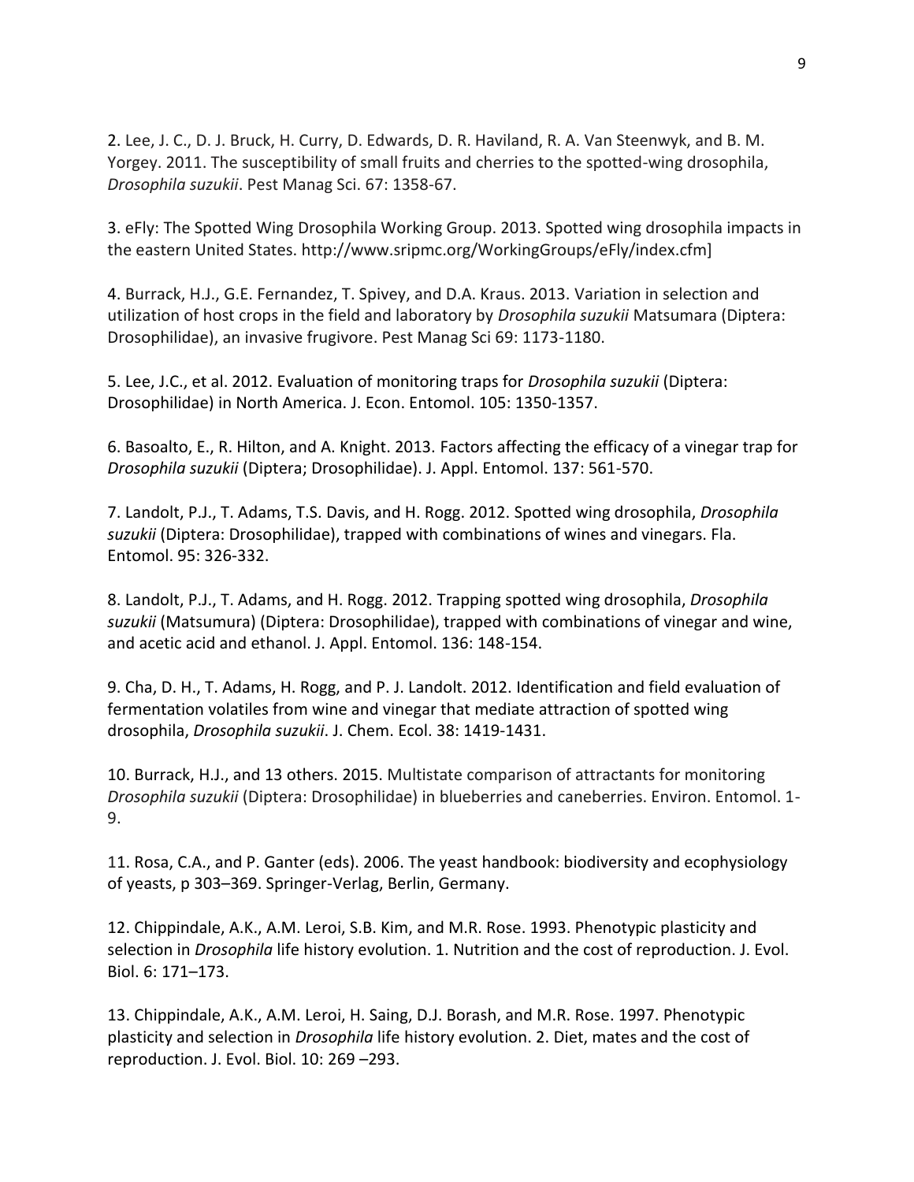2. Lee, J. C., D. J. Bruck, H. Curry, D. Edwards, D. R. Haviland, R. A. Van Steenwyk, and B. M. Yorgey. 2011. The susceptibility of small fruits and cherries to the spotted-wing drosophila, *Drosophila suzukii*. Pest Manag Sci. 67: 1358-67.

3. eFly: The Spotted Wing Drosophila Working Group. 2013. Spotted wing drosophila impacts in the eastern United States. http://www.sripmc.org/WorkingGroups/eFly/index.cfm]

4. Burrack, H.J., G.E. Fernandez, T. Spivey, and D.A. Kraus. 2013. Variation in selection and utilization of host crops in the field and laboratory by *Drosophila suzukii* Matsumara (Diptera: Drosophilidae), an invasive frugivore. Pest Manag Sci 69: 1173-1180.

5. Lee, J.C., et al. 2012. Evaluation of monitoring traps for *Drosophila suzukii* (Diptera: Drosophilidae) in North America. J. Econ. Entomol. 105: 1350-1357.

6. Basoalto, E., R. Hilton, and A. Knight. 2013. Factors affecting the efficacy of a vinegar trap for *Drosophila suzukii* (Diptera; Drosophilidae). J. Appl. Entomol. 137: 561-570.

7. Landolt, P.J., T. Adams, T.S. Davis, and H. Rogg. 2012. Spotted wing drosophila, *Drosophila suzukii* (Diptera: Drosophilidae), trapped with combinations of wines and vinegars. Fla. Entomol. 95: 326-332.

8. Landolt, P.J., T. Adams, and H. Rogg. 2012. Trapping spotted wing drosophila, *Drosophila suzukii* (Matsumura) (Diptera: Drosophilidae), trapped with combinations of vinegar and wine, and acetic acid and ethanol. J. Appl. Entomol. 136: 148-154.

9. Cha, D. H., T. Adams, H. Rogg, and P. J. Landolt. 2012. Identification and field evaluation of fermentation volatiles from wine and vinegar that mediate attraction of spotted wing drosophila, *Drosophila suzukii*. J. Chem. Ecol. 38: 1419-1431.

10. Burrack, H.J., and 13 others. 2015. Multistate comparison of attractants for monitoring *Drosophila suzukii* (Diptera: Drosophilidae) in blueberries and caneberries. Environ. Entomol. 1-9.

11. Rosa, C.A., and P. Ganter (eds). 2006. The yeast handbook: biodiversity and ecophysiology of yeasts, p 303–369. Springer-Verlag, Berlin, Germany.

12. Chippindale, A.K., A.M. Leroi, S.B. Kim, and M.R. Rose. 1993. Phenotypic plasticity and selection in *Drosophila* life history evolution. 1. Nutrition and the cost of reproduction. J. Evol. Biol. 6: 171–173.

13. Chippindale, A.K., A.M. Leroi, H. Saing, D.J. Borash, and M.R. Rose. 1997. Phenotypic plasticity and selection in *Drosophila* life history evolution. 2. Diet, mates and the cost of reproduction. J. Evol. Biol. 10: 269 –293.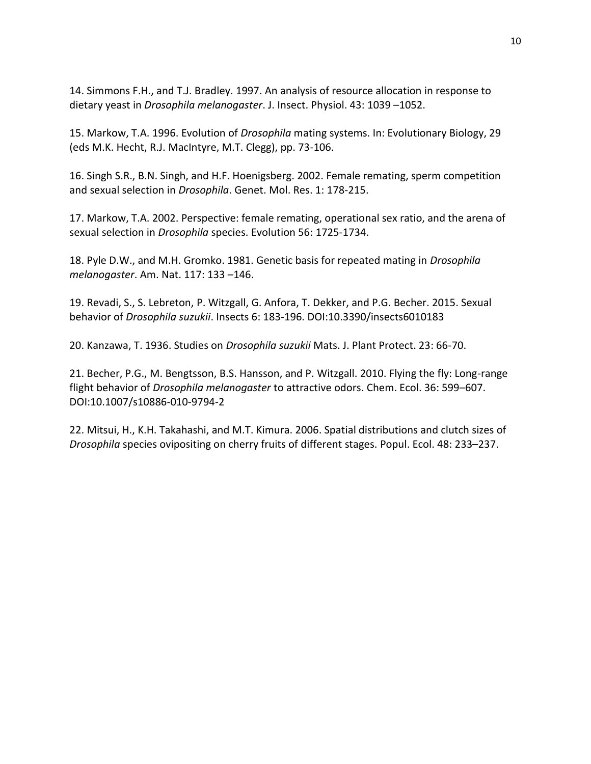14. Simmons F.H., and T.J. Bradley. 1997. An analysis of resource allocation in response to dietary yeast in *Drosophila melanogaster*. J. Insect. Physiol. 43: 1039 –1052.

15. Markow, T.A. 1996. Evolution of *Drosophila* mating systems. In: Evolutionary Biology, 29 (eds M.K. Hecht, R.J. MacIntyre, M.T. Clegg), pp. 73-106.

16. Singh S.R., B.N. Singh, and H.F. Hoenigsberg. 2002. Female remating, sperm competition and sexual selection in *Drosophila*. Genet. Mol. Res. 1: 178-215.

17. Markow, T.A. 2002. Perspective: female remating, operational sex ratio, and the arena of sexual selection in *Drosophila* species. Evolution 56: 1725-1734.

18. Pyle D.W., and M.H. Gromko. 1981. Genetic basis for repeated mating in *Drosophila melanogaster*. Am. Nat. 117: 133 –146.

19. Revadi, S., S. Lebreton, P. Witzgall, G. Anfora, T. Dekker, and P.G. Becher. 2015. Sexual behavior of *Drosophila suzukii*. Insects 6: 183-196. DOI:10.3390/insects6010183

20. Kanzawa, T. 1936. Studies on *Drosophila suzukii* Mats. J. Plant Protect. 23: 66-70.

21. Becher, P.G., M. Bengtsson, B.S. Hansson, and P. Witzgall. 2010. Flying the fly: Long-range flight behavior of *Drosophila melanogaster* to attractive odors. Chem. Ecol. 36: 599–607. DOI:10.1007/s10886-010-9794-2

22. Mitsui, H., K.H. Takahashi, and M.T. Kimura. 2006. Spatial distributions and clutch sizes of *Drosophila* species ovipositing on cherry fruits of different stages. Popul. Ecol. 48: 233–237.